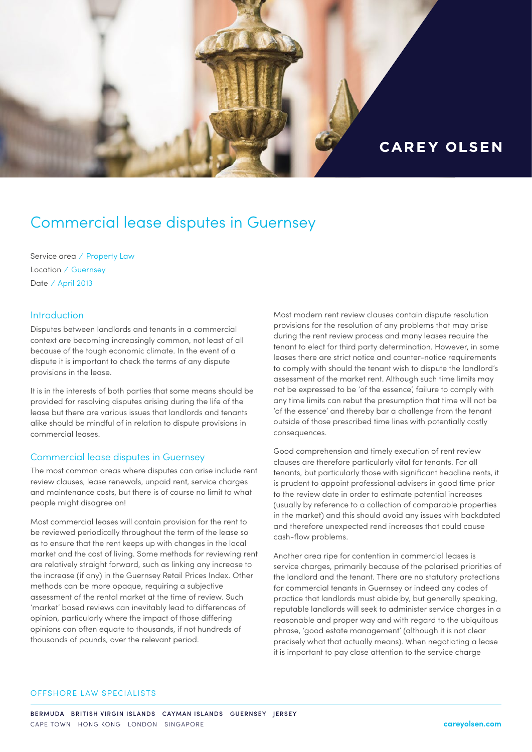CAREY OLSEN

# Commercial lease disputes in Guernsey

Service area / Property Law
Location / Guernsey
Date / April 2013

## Introduction

Disputes between landlords and tenants in a commercial context are becoming increasingly common, not least of all because of the tough economic climate. In the event of a dispute it is important to check the terms of any dispute provisions in the lease.

It is in the interests of both parties that some means should be provided for resolving disputes arising during the life of the lease but there are various issues that landlords and tenants alike should be mindful of in relation to dispute provisions in commercial leases.

## Commercial lease disputes in Guernsey

The most common areas where disputes can arise include rent review clauses, lease renewals, unpaid rent, service charges and maintenance costs, but there is of course no limit to what people might disagree on!

Most commercial leases will contain provision for the rent to be reviewed periodically throughout the term of the lease so as to ensure that the rent keeps up with changes in the local market and the cost of living. Some methods for reviewing rent are relatively straight forward, such as linking any increase to the increase (if any) in the Guernsey Retail Prices Index. Other methods can be more opaque, requiring a subjective assessment of the rental market at the time of review. Such 'market' based reviews can inevitably lead to differences of opinion, particularly where the impact of those differing opinions can often equate to thousands, if not hundreds of thousands of pounds, over the relevant period.

Most modern rent review clauses contain dispute resolution provisions for the resolution of any problems that may arise during the rent review process and many leases require the tenant to elect for third party determination. However, in some leases there are strict notice and counter-notice requirements to comply with should the tenant wish to dispute the landlord's assessment of the market rent. Although such time limits may not be expressed to be 'of the essence', failure to comply with any time limits can rebut the presumption that time will not be 'of the essence' and thereby bar a challenge from the tenant outside of those prescribed time lines with potentially costly consequences.

Good comprehension and timely execution of rent review clauses are therefore particularly vital for tenants. For all tenants, but particularly those with significant headline rents, it is prudent to appoint professional advisers in good time prior to the review date in order to estimate potential increases (usually by reference to a collection of comparable properties in the market) and this should avoid any issues with backdated and therefore unexpected rend increases that could cause cash-flow problems.

Another area ripe for contention in commercial leases is service charges, primarily because of the polarised priorities of the landlord and the tenant. There are no statutory protections for commercial tenants in Guernsey or indeed any codes of practice that landlords must abide by, but generally speaking, reputable landlords will seek to administer service charges in a reasonable and proper way and with regard to the ubiquitous phrase, 'good estate management' (although it is not clear precisely what that actually means). When negotiating a lease it is important to pay close attention to the service charge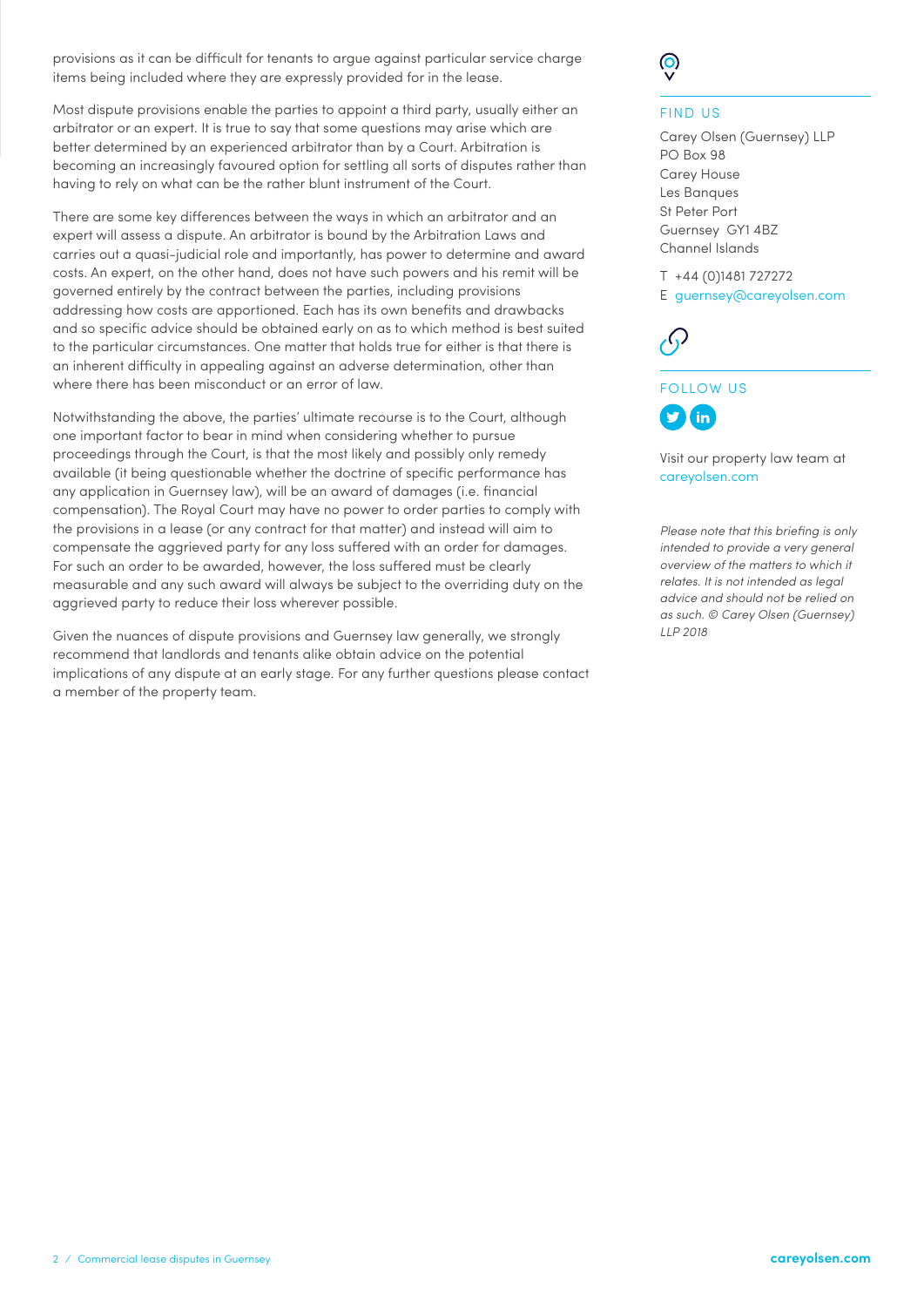provisions as it can be difficult for tenants to argue against particular service charge items being included where they are expressly provided for in the lease.

Most dispute provisions enable the parties to appoint a third party, usually either an arbitrator or an expert. It is true to say that some questions may arise which are better determined by an experienced arbitrator than by a Court. Arbitration is becoming an increasingly favoured option for settling all sorts of disputes rather than having to rely on what can be the rather blunt instrument of the Court.

There are some key differences between the ways in which an arbitrator and an expert will assess a dispute. An arbitrator is bound by the Arbitration Laws and carries out a quasi-judicial role and importantly, has power to determine and award costs. An expert, on the other hand, does not have such powers and his remit will be governed entirely by the contract between the parties, including provisions addressing how costs are apportioned. Each has its own benefits and drawbacks and so specific advice should be obtained early on as to which method is best suited to the particular circumstances. One matter that holds true for either is that there is an inherent difficulty in appealing against an adverse determination, other than where there has been misconduct or an error of law.

Notwithstanding the above, the parties' ultimate recourse is to the Court, although one important factor to bear in mind when considering whether to pursue proceedings through the Court, is that the most likely and possibly only remedy available (it being questionable whether the doctrine of specific performance has any application in Guernsey law), will be an award of damages (i.e. financial compensation). The Royal Court may have no power to order parties to comply with the provisions in a lease (or any contract for that matter) and instead will aim to compensate the aggrieved party for any loss suffered with an order for damages. For such an order to be awarded, however, the loss suffered must be clearly measurable and any such award will always be subject to the overriding duty on the aggrieved party to reduce their loss wherever possible.

Given the nuances of dispute provisions and Guernsey law generally, we strongly recommend that landlords and tenants alike obtain advice on the potential implications of any dispute at an early stage. For any further questions please contact a member of the property team.

## FIND US

Carey Olsen (Guernsey) LLP
PO Box 98
Carey House
Les Banques
St Peter Port
Guernsey GY1 4BZ
Channel Islands

T +44 (0)1481 727272
E guernsey@careyolsen.com

## FOLLOW US

Visit our property law team at careyolsen.com

*Please note that this briefing is only intended to provide a very general overview of the matters to which it relates. It is not intended as legal advice and should not be relied on as such. © Carey Olsen (Guernsey) LLP 2018*